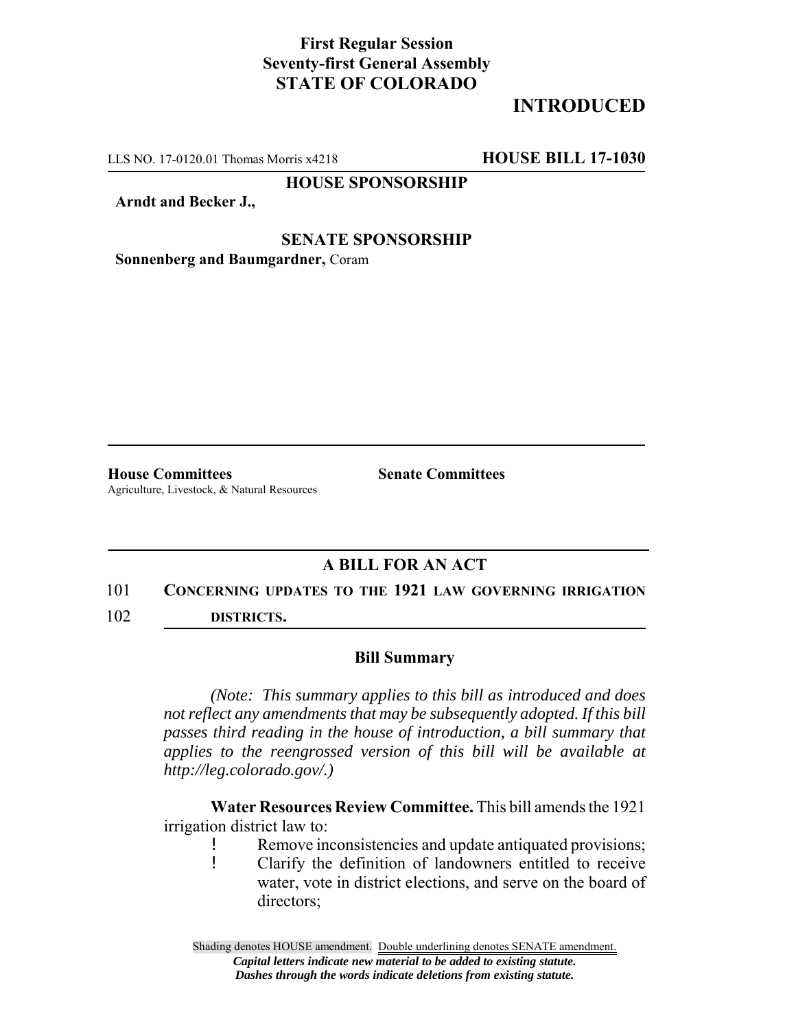**First Regular Session**
**Seventy-first General Assembly**
**STATE OF COLORADO**

**INTRODUCED**

LLS NO. 17-0120.01 Thomas Morris x4218 **HOUSE BILL 17-1030**

**HOUSE SPONSORSHIP**

**Arndt and Becker J.,**

**SENATE SPONSORSHIP**

**Sonnenberg and Baumgardner,** Coram

**House Committees**
Agriculture, Livestock, & Natural Resources

**Senate Committees**

## A BILL FOR AN ACT

101 **CONCERNING UPDATES TO THE 1921 LAW GOVERNING IRRIGATION**
102 **DISTRICTS.**

### Bill Summary

*(Note: This summary applies to this bill as introduced and does not reflect any amendments that may be subsequently adopted. If this bill passes third reading in the house of introduction, a bill summary that applies to the reengrossed version of this bill will be available at http://leg.colorado.gov/.)*

**Water Resources Review Committee.** This bill amends the 1921 irrigation district law to:

- Remove inconsistencies and update antiquated provisions;
- Clarify the definition of landowners entitled to receive water, vote in district elections, and serve on the board of directors;

Shading denotes HOUSE amendment. Double underlining denotes SENATE amendment.
*Capital letters indicate new material to be added to existing statute.*
*Dashes through the words indicate deletions from existing statute.*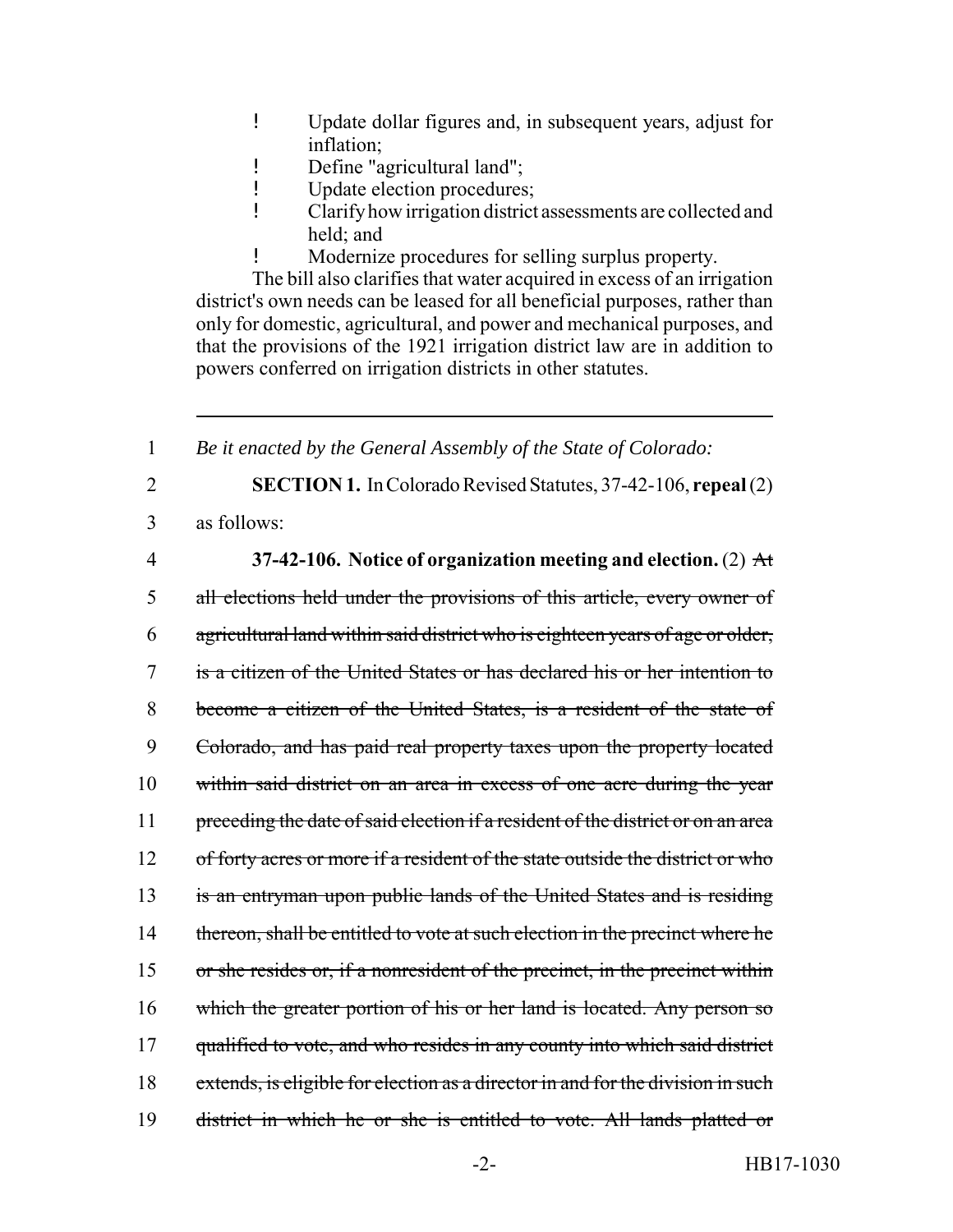- Update dollar figures and, in subsequent years, adjust for inflation;
- Define "agricultural land";
- Update election procedures;
- Clarify how irrigation district assessments are collected and held; and
- Modernize procedures for selling surplus property.

The bill also clarifies that water acquired in excess of an irrigation district's own needs can be leased for all beneficial purposes, rather than only for domestic, agricultural, and power and mechanical purposes, and that the provisions of the 1921 irrigation district law are in addition to powers conferred on irrigation districts in other statutes.

---

1 *Be it enacted by the General Assembly of the State of Colorado:*

2 **SECTION 1.** In Colorado Revised Statutes, 37-42-106, **repeal** (2)
3 as follows:

4 **37-42-106. Notice of organization meeting and election.** (2) ~~At~~
5 ~~all elections held under the provisions of this article, every owner of~~
6 ~~agricultural land within said district who is eighteen years of age or older,~~
7 ~~is a citizen of the United States or has declared his or her intention to~~
8 ~~become a citizen of the United States, is a resident of the state of~~
9 ~~Colorado, and has paid real property taxes upon the property located~~
10 ~~within said district on an area in excess of one acre during the year~~
11 ~~preceding the date of said election if a resident of the district or on an area~~
12 ~~of forty acres or more if a resident of the state outside the district or who~~
13 ~~is an entryman upon public lands of the United States and is residing~~
14 ~~thereon, shall be entitled to vote at such election in the precinct where he~~
15 ~~or she resides or, if a nonresident of the precinct, in the precinct within~~
16 ~~which the greater portion of his or her land is located. Any person so~~
17 ~~qualified to vote, and who resides in any county into which said district~~
18 ~~extends, is eligible for election as a director in and for the division in such~~
19 ~~district in which he or she is entitled to vote. All lands platted or~~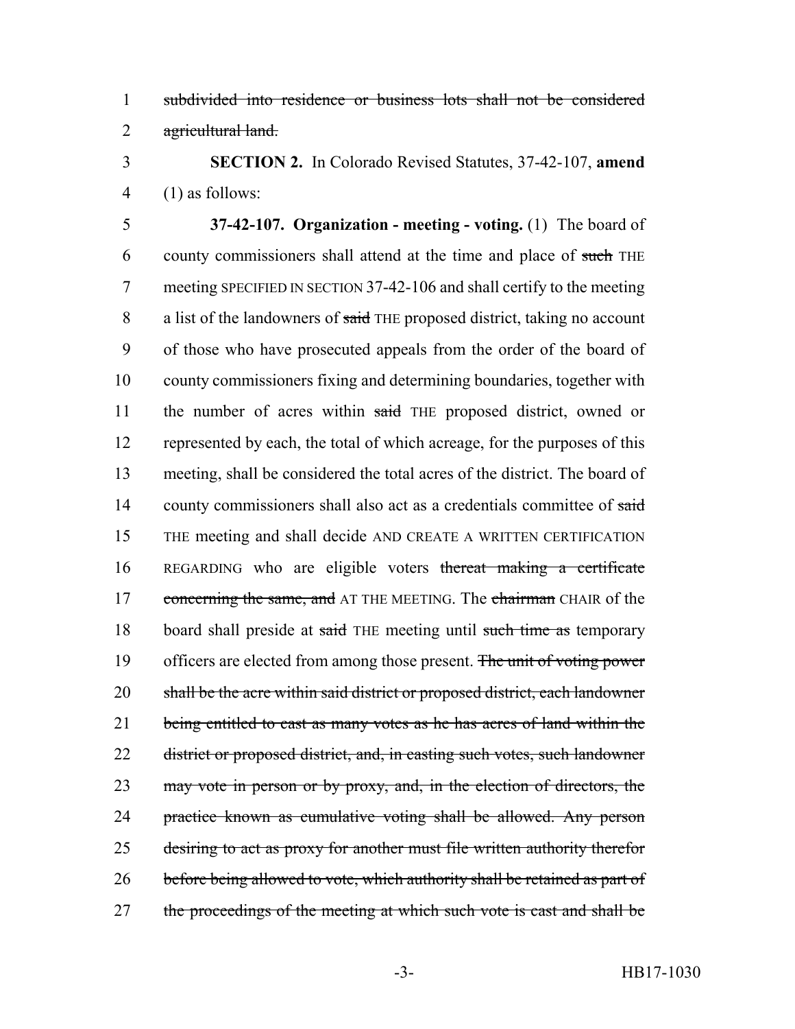1 ~~subdivided into residence or business lots shall not be considered~~
2 ~~agricultural land.~~

3 **SECTION 2.** In Colorado Revised Statutes, 37-42-107, **amend**
4 (1) as follows:

5 **37-42-107. Organization - meeting - voting.** (1) The board of
6 county commissioners shall attend at the time and place of ~~such~~ THE
7 meeting SPECIFIED IN SECTION 37-42-106 and shall certify to the meeting
8 a list of the landowners of ~~said~~ THE proposed district, taking no account
9 of those who have prosecuted appeals from the order of the board of
10 county commissioners fixing and determining boundaries, together with
11 the number of acres within ~~said~~ THE proposed district, owned or
12 represented by each, the total of which acreage, for the purposes of this
13 meeting, shall be considered the total acres of the district. The board of
14 county commissioners shall also act as a credentials committee of ~~said~~
15 THE meeting and shall decide AND CREATE A WRITTEN CERTIFICATION
16 REGARDING who are eligible voters ~~thereat making a certificate~~
17 ~~concerning the same, and~~ AT THE MEETING. The ~~chairman~~ CHAIR of the
18 board shall preside at ~~said~~ THE meeting until ~~such time as~~ temporary
19 officers are elected from among those present. ~~The unit of voting power~~
20 ~~shall be the acre within said district or proposed district, each landowner~~
21 ~~being entitled to cast as many votes as he has acres of land within the~~
22 ~~district or proposed district, and, in casting such votes, such landowner~~
23 ~~may vote in person or by proxy, and, in the election of directors, the~~
24 ~~practice known as cumulative voting shall be allowed. Any person~~
25 ~~desiring to act as proxy for another must file written authority therefor~~
26 ~~before being allowed to vote, which authority shall be retained as part of~~
27 ~~the proceedings of the meeting at which such vote is cast and shall be~~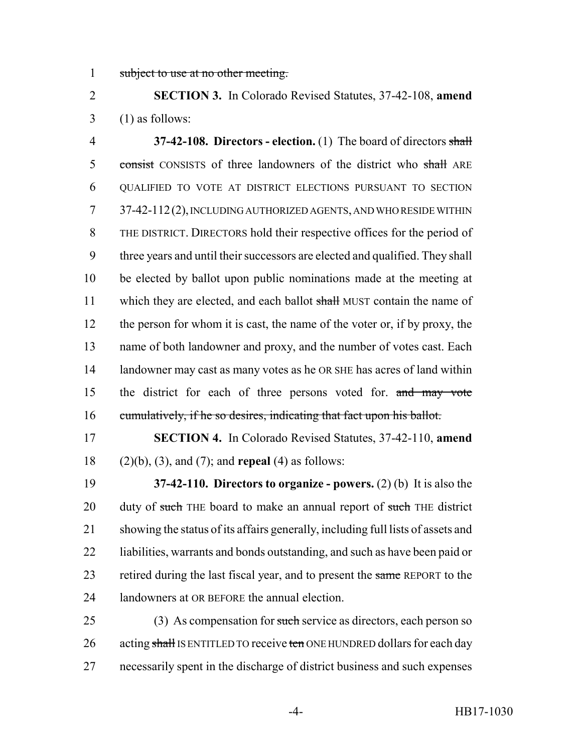~~subject to use at no other meeting.~~

**SECTION 3.** In Colorado Revised Statutes, 37-42-108, **amend** (1) as follows:

**37-42-108. Directors - election.** (1) The board of directors ~~shall consist~~ CONSISTS of three landowners of the district who ~~shall~~ ARE QUALIFIED TO VOTE AT DISTRICT ELECTIONS PURSUANT TO SECTION 37-42-112 (2), INCLUDING AUTHORIZED AGENTS, AND WHO RESIDE WITHIN THE DISTRICT. DIRECTORS hold their respective offices for the period of three years and until their successors are elected and qualified. They shall be elected by ballot upon public nominations made at the meeting at which they are elected, and each ballot ~~shall~~ MUST contain the name of the person for whom it is cast, the name of the voter or, if by proxy, the name of both landowner and proxy, and the number of votes cast. Each landowner may cast as many votes as he OR SHE has acres of land within the district for each of three persons voted for. ~~and may vote cumulatively, if he so desires, indicating that fact upon his ballot.~~

**SECTION 4.** In Colorado Revised Statutes, 37-42-110, **amend** (2)(b), (3), and (7); and **repeal** (4) as follows:

**37-42-110. Directors to organize - powers.** (2) (b) It is also the duty of ~~such~~ THE board to make an annual report of ~~such~~ THE district showing the status of its affairs generally, including full lists of assets and liabilities, warrants and bonds outstanding, and such as have been paid or retired during the last fiscal year, and to present the ~~same~~ REPORT to the landowners at OR BEFORE the annual election.

(3) As compensation for ~~such~~ service as directors, each person so acting ~~shall~~ IS ENTITLED TO receive ~~ten~~ ONE HUNDRED dollars for each day necessarily spent in the discharge of district business and such expenses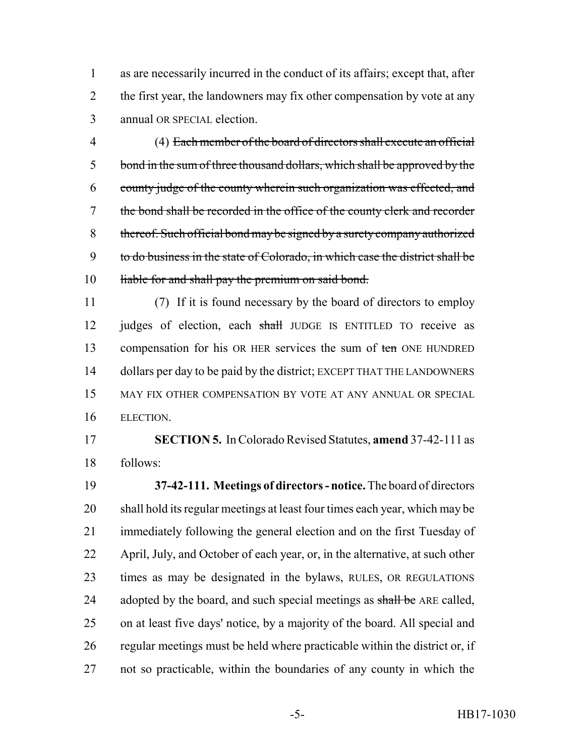as are necessarily incurred in the conduct of its affairs; except that, after the first year, the landowners may fix other compensation by vote at any annual OR SPECIAL election.

(4) ~~Each member of the board of directors shall execute an official bond in the sum of three thousand dollars, which shall be approved by the county judge of the county wherein such organization was effected, and the bond shall be recorded in the office of the county clerk and recorder thereof. Such official bond may be signed by a surety company authorized to do business in the state of Colorado, in which case the district shall be liable for and shall pay the premium on said bond.~~

(7) If it is found necessary by the board of directors to employ judges of election, each ~~shall~~ JUDGE IS ENTITLED TO receive as compensation for his OR HER services the sum of ~~ten~~ ONE HUNDRED dollars per day to be paid by the district; EXCEPT THAT THE LANDOWNERS MAY FIX OTHER COMPENSATION BY VOTE AT ANY ANNUAL OR SPECIAL ELECTION.

**SECTION 5.** In Colorado Revised Statutes, **amend** 37-42-111 as follows:

**37-42-111. Meetings of directors - notice.** The board of directors shall hold its regular meetings at least four times each year, which may be immediately following the general election and on the first Tuesday of April, July, and October of each year, or, in the alternative, at such other times as may be designated in the bylaws, RULES, OR REGULATIONS adopted by the board, and such special meetings as ~~shall be~~ ARE called, on at least five days' notice, by a majority of the board. All special and regular meetings must be held where practicable within the district or, if not so practicable, within the boundaries of any county in which the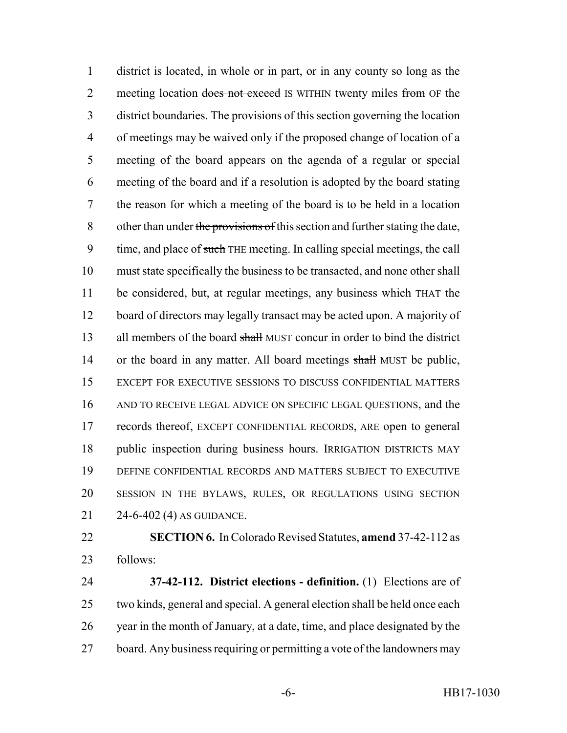district is located, in whole or in part, or in any county so long as the meeting location ~~does not exceed~~ IS WITHIN twenty miles ~~from~~ OF the district boundaries. The provisions of this section governing the location of meetings may be waived only if the proposed change of location of a meeting of the board appears on the agenda of a regular or special meeting of the board and if a resolution is adopted by the board stating the reason for which a meeting of the board is to be held in a location other than under ~~the provisions of~~ this section and further stating the date, time, and place of ~~such~~ THE meeting. In calling special meetings, the call must state specifically the business to be transacted, and none other shall be considered, but, at regular meetings, any business ~~which~~ THAT the board of directors may legally transact may be acted upon. A majority of all members of the board ~~shall~~ MUST concur in order to bind the district or the board in any matter. All board meetings ~~shall~~ MUST be public, EXCEPT FOR EXECUTIVE SESSIONS TO DISCUSS CONFIDENTIAL MATTERS AND TO RECEIVE LEGAL ADVICE ON SPECIFIC LEGAL QUESTIONS, and the records thereof, EXCEPT CONFIDENTIAL RECORDS, ARE open to general public inspection during business hours. IRRIGATION DISTRICTS MAY DEFINE CONFIDENTIAL RECORDS AND MATTERS SUBJECT TO EXECUTIVE SESSION IN THE BYLAWS, RULES, OR REGULATIONS USING SECTION 24-6-402 (4) AS GUIDANCE.

**SECTION 6.** In Colorado Revised Statutes, **amend** 37-42-112 as follows:

**37-42-112. District elections - definition.** (1) Elections are of two kinds, general and special. A general election shall be held once each year in the month of January, at a date, time, and place designated by the board. Any business requiring or permitting a vote of the landowners may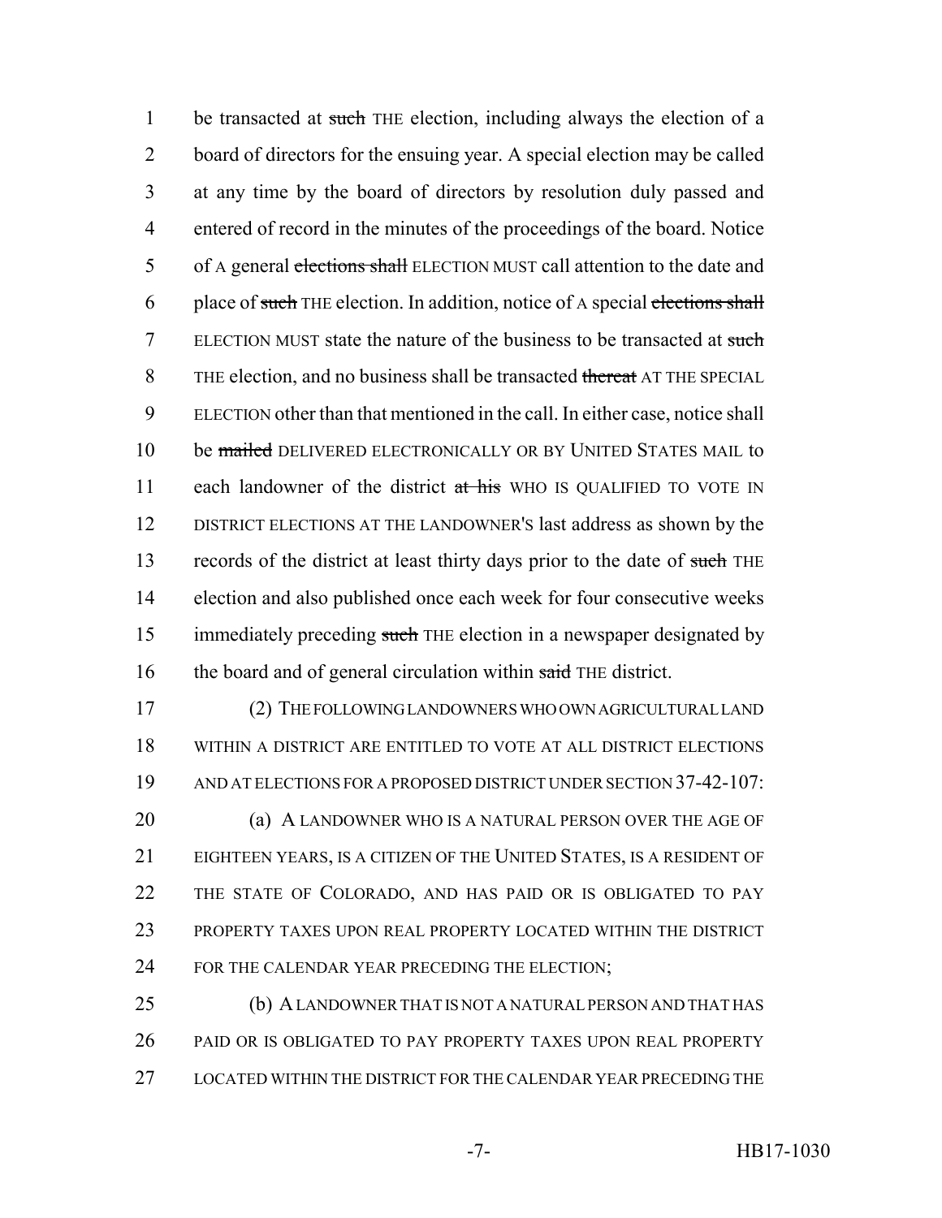be transacted at ~~such~~ THE election, including always the election of a board of directors for the ensuing year. A special election may be called at any time by the board of directors by resolution duly passed and entered of record in the minutes of the proceedings of the board. Notice of A general ~~elections shall~~ ELECTION MUST call attention to the date and place of ~~such~~ THE election. In addition, notice of A special ~~elections shall~~ ELECTION MUST state the nature of the business to be transacted at ~~such~~ THE election, and no business shall be transacted ~~thereat~~ AT THE SPECIAL ELECTION other than that mentioned in the call. In either case, notice shall be ~~mailed~~ DELIVERED ELECTRONICALLY OR BY UNITED STATES MAIL to each landowner of the district ~~at his~~ WHO IS QUALIFIED TO VOTE IN DISTRICT ELECTIONS AT THE LANDOWNER'S last address as shown by the records of the district at least thirty days prior to the date of ~~such~~ THE election and also published once each week for four consecutive weeks immediately preceding ~~such~~ THE election in a newspaper designated by the board and of general circulation within ~~said~~ THE district.

(2) THE FOLLOWING LANDOWNERS WHO OWN AGRICULTURAL LAND WITHIN A DISTRICT ARE ENTITLED TO VOTE AT ALL DISTRICT ELECTIONS AND AT ELECTIONS FOR A PROPOSED DISTRICT UNDER SECTION 37-42-107:

(a) A LANDOWNER WHO IS A NATURAL PERSON OVER THE AGE OF EIGHTEEN YEARS, IS A CITIZEN OF THE UNITED STATES, IS A RESIDENT OF THE STATE OF COLORADO, AND HAS PAID OR IS OBLIGATED TO PAY PROPERTY TAXES UPON REAL PROPERTY LOCATED WITHIN THE DISTRICT FOR THE CALENDAR YEAR PRECEDING THE ELECTION;

(b) A LANDOWNER THAT IS NOT A NATURAL PERSON AND THAT HAS PAID OR IS OBLIGATED TO PAY PROPERTY TAXES UPON REAL PROPERTY LOCATED WITHIN THE DISTRICT FOR THE CALENDAR YEAR PRECEDING THE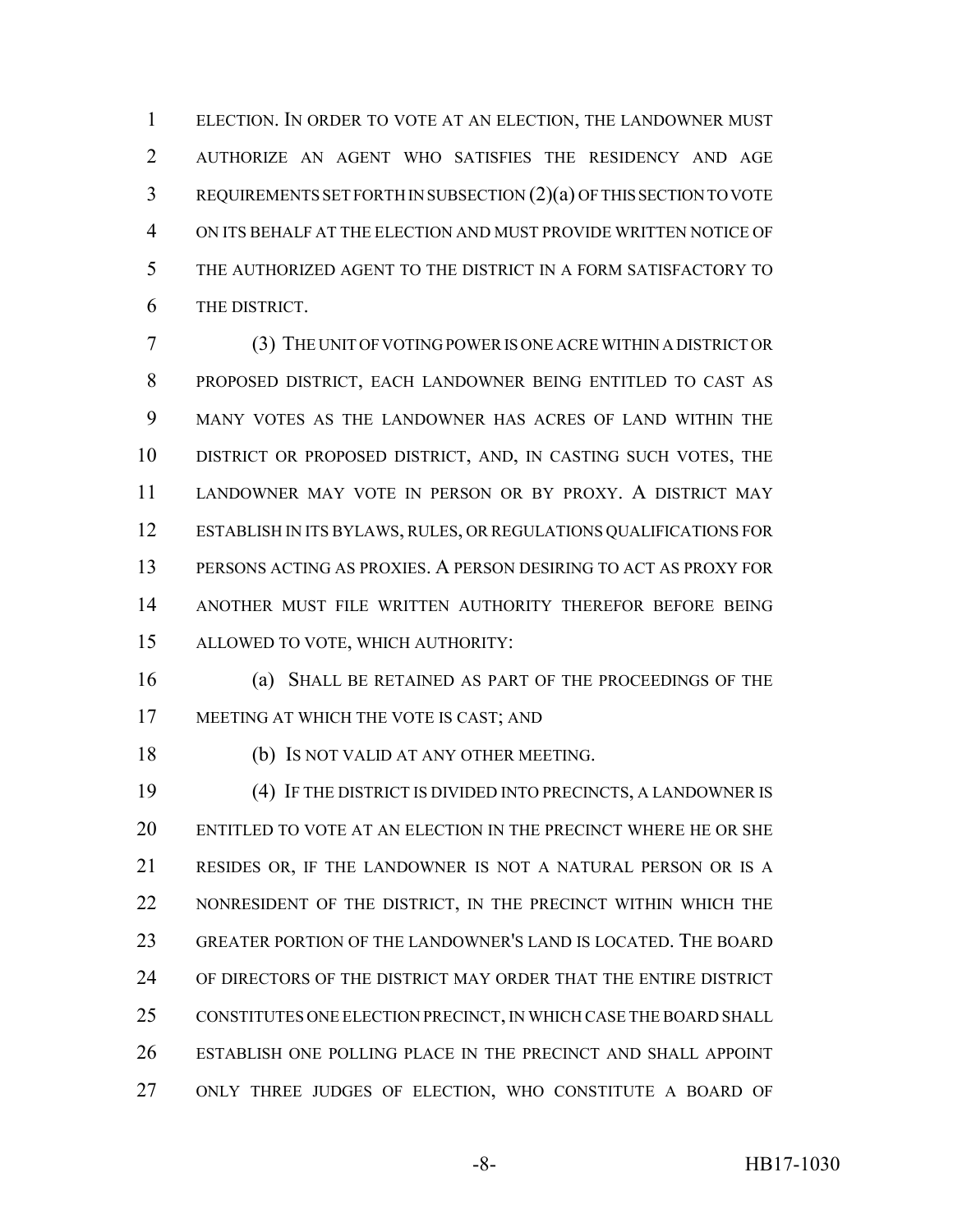ELECTION. IN ORDER TO VOTE AT AN ELECTION, THE LANDOWNER MUST AUTHORIZE AN AGENT WHO SATISFIES THE RESIDENCY AND AGE REQUIREMENTS SET FORTH IN SUBSECTION (2)(a) OF THIS SECTION TO VOTE ON ITS BEHALF AT THE ELECTION AND MUST PROVIDE WRITTEN NOTICE OF THE AUTHORIZED AGENT TO THE DISTRICT IN A FORM SATISFACTORY TO THE DISTRICT.

(3) THE UNIT OF VOTING POWER IS ONE ACRE WITHIN A DISTRICT OR PROPOSED DISTRICT, EACH LANDOWNER BEING ENTITLED TO CAST AS MANY VOTES AS THE LANDOWNER HAS ACRES OF LAND WITHIN THE DISTRICT OR PROPOSED DISTRICT, AND, IN CASTING SUCH VOTES, THE LANDOWNER MAY VOTE IN PERSON OR BY PROXY. A DISTRICT MAY ESTABLISH IN ITS BYLAWS, RULES, OR REGULATIONS QUALIFICATIONS FOR PERSONS ACTING AS PROXIES. A PERSON DESIRING TO ACT AS PROXY FOR ANOTHER MUST FILE WRITTEN AUTHORITY THEREFOR BEFORE BEING ALLOWED TO VOTE, WHICH AUTHORITY:

(a) SHALL BE RETAINED AS PART OF THE PROCEEDINGS OF THE MEETING AT WHICH THE VOTE IS CAST; AND

(b) IS NOT VALID AT ANY OTHER MEETING.

(4) IF THE DISTRICT IS DIVIDED INTO PRECINCTS, A LANDOWNER IS ENTITLED TO VOTE AT AN ELECTION IN THE PRECINCT WHERE HE OR SHE RESIDES OR, IF THE LANDOWNER IS NOT A NATURAL PERSON OR IS A NONRESIDENT OF THE DISTRICT, IN THE PRECINCT WITHIN WHICH THE GREATER PORTION OF THE LANDOWNER'S LAND IS LOCATED. THE BOARD OF DIRECTORS OF THE DISTRICT MAY ORDER THAT THE ENTIRE DISTRICT CONSTITUTES ONE ELECTION PRECINCT, IN WHICH CASE THE BOARD SHALL ESTABLISH ONE POLLING PLACE IN THE PRECINCT AND SHALL APPOINT ONLY THREE JUDGES OF ELECTION, WHO CONSTITUTE A BOARD OF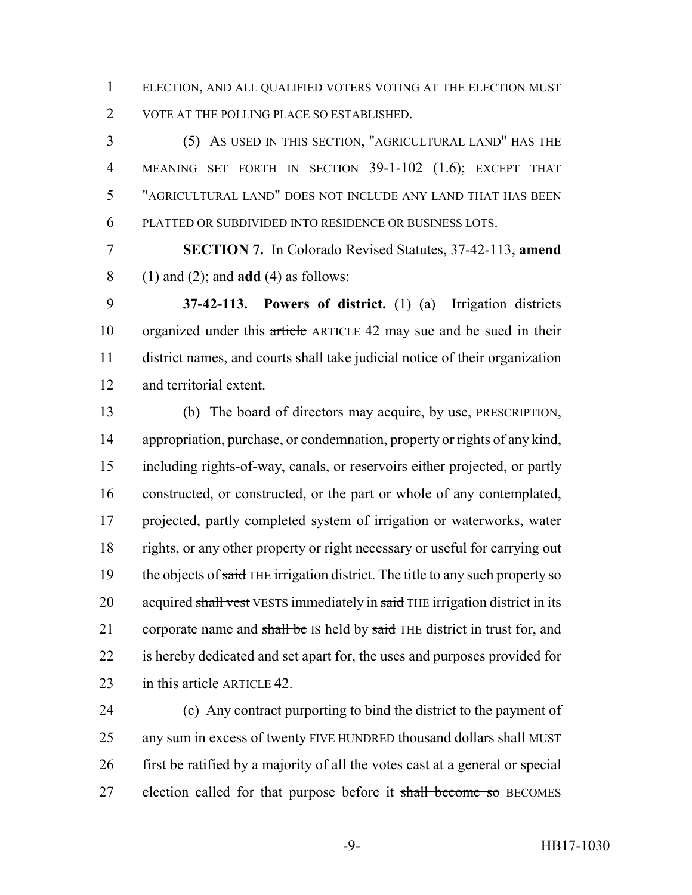ELECTION, AND ALL QUALIFIED VOTERS VOTING AT THE ELECTION MUST VOTE AT THE POLLING PLACE SO ESTABLISHED.

(5) AS USED IN THIS SECTION, "AGRICULTURAL LAND" HAS THE MEANING SET FORTH IN SECTION 39-1-102 (1.6); EXCEPT THAT "AGRICULTURAL LAND" DOES NOT INCLUDE ANY LAND THAT HAS BEEN PLATTED OR SUBDIVIDED INTO RESIDENCE OR BUSINESS LOTS.

**SECTION 7.** In Colorado Revised Statutes, 37-42-113, **amend** (1) and (2); and **add** (4) as follows:

**37-42-113. Powers of district.** (1) (a) Irrigation districts organized under this ~~article~~ ARTICLE 42 may sue and be sued in their district names, and courts shall take judicial notice of their organization and territorial extent.

(b) The board of directors may acquire, by use, PRESCRIPTION, appropriation, purchase, or condemnation, property or rights of any kind, including rights-of-way, canals, or reservoirs either projected, or partly constructed, or constructed, or the part or whole of any contemplated, projected, partly completed system of irrigation or waterworks, water rights, or any other property or right necessary or useful for carrying out the objects of ~~said~~ THE irrigation district. The title to any such property so acquired ~~shall vest~~ VESTS immediately in ~~said~~ THE irrigation district in its corporate name and ~~shall be~~ IS held by ~~said~~ THE district in trust for, and is hereby dedicated and set apart for, the uses and purposes provided for in this ~~article~~ ARTICLE 42.

(c) Any contract purporting to bind the district to the payment of any sum in excess of ~~twenty~~ FIVE HUNDRED thousand dollars ~~shall~~ MUST first be ratified by a majority of all the votes cast at a general or special election called for that purpose before it ~~shall become so~~ BECOMES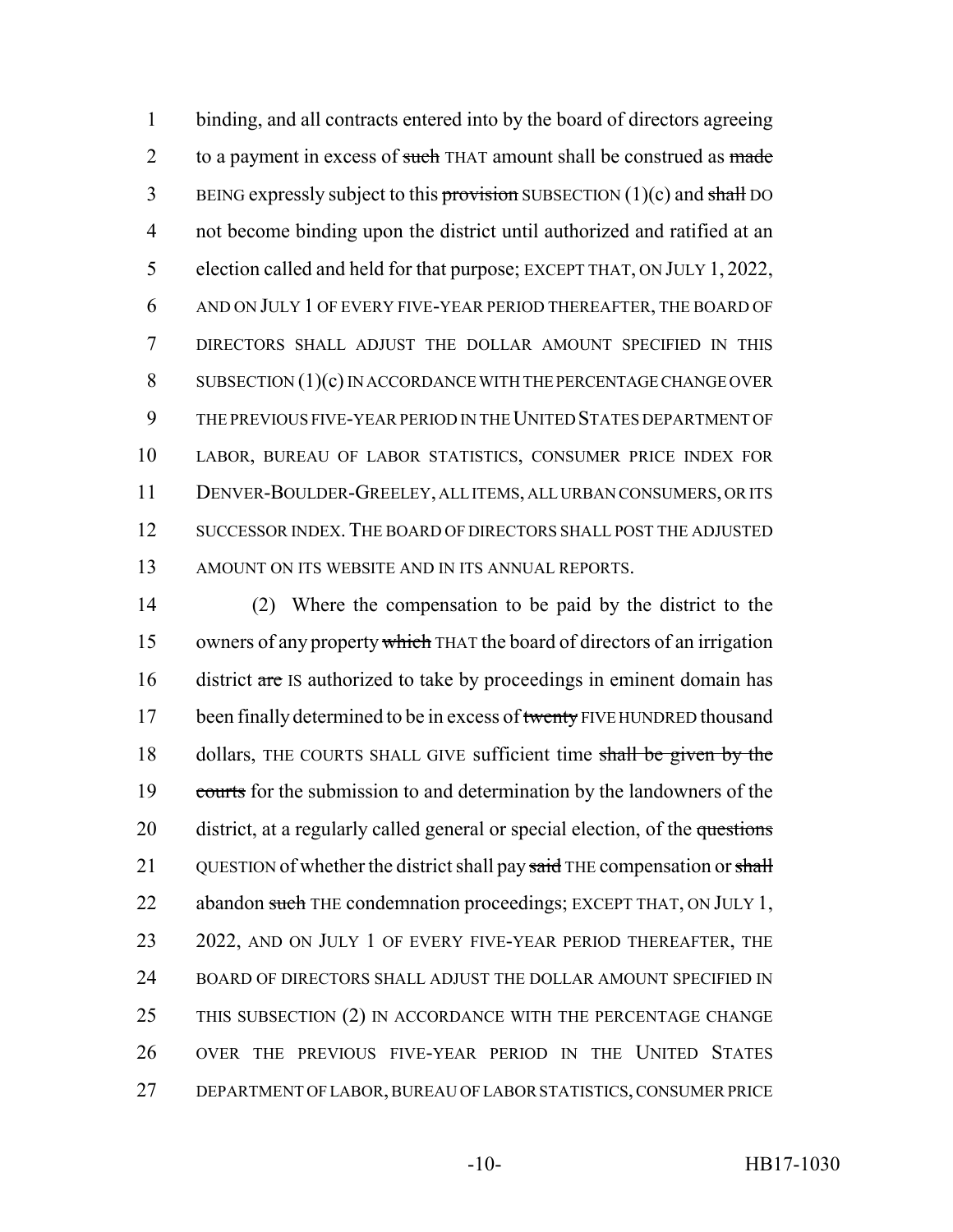binding, and all contracts entered into by the board of directors agreeing to a payment in excess of ~~such~~ THAT amount shall be construed as ~~made~~ BEING expressly subject to this ~~provision~~ SUBSECTION (1)(c) and ~~shall~~ DO not become binding upon the district until authorized and ratified at an election called and held for that purpose; EXCEPT THAT, ON JULY 1, 2022, AND ON JULY 1 OF EVERY FIVE-YEAR PERIOD THEREAFTER, THE BOARD OF DIRECTORS SHALL ADJUST THE DOLLAR AMOUNT SPECIFIED IN THIS SUBSECTION (1)(c) IN ACCORDANCE WITH THE PERCENTAGE CHANGE OVER THE PREVIOUS FIVE-YEAR PERIOD IN THE UNITED STATES DEPARTMENT OF LABOR, BUREAU OF LABOR STATISTICS, CONSUMER PRICE INDEX FOR DENVER-BOULDER-GREELEY, ALL ITEMS, ALL URBAN CONSUMERS, OR ITS SUCCESSOR INDEX. THE BOARD OF DIRECTORS SHALL POST THE ADJUSTED AMOUNT ON ITS WEBSITE AND IN ITS ANNUAL REPORTS.

(2) Where the compensation to be paid by the district to the owners of any property ~~which~~ THAT the board of directors of an irrigation district ~~are~~ IS authorized to take by proceedings in eminent domain has been finally determined to be in excess of ~~twenty~~ FIVE HUNDRED thousand dollars, THE COURTS SHALL GIVE sufficient time ~~shall be given by the courts~~ for the submission to and determination by the landowners of the district, at a regularly called general or special election, of the ~~questions~~ QUESTION of whether the district shall pay ~~said~~ THE compensation or ~~shall~~ abandon ~~such~~ THE condemnation proceedings; EXCEPT THAT, ON JULY 1, 2022, AND ON JULY 1 OF EVERY FIVE-YEAR PERIOD THEREAFTER, THE BOARD OF DIRECTORS SHALL ADJUST THE DOLLAR AMOUNT SPECIFIED IN THIS SUBSECTION (2) IN ACCORDANCE WITH THE PERCENTAGE CHANGE OVER THE PREVIOUS FIVE-YEAR PERIOD IN THE UNITED STATES DEPARTMENT OF LABOR, BUREAU OF LABOR STATISTICS, CONSUMER PRICE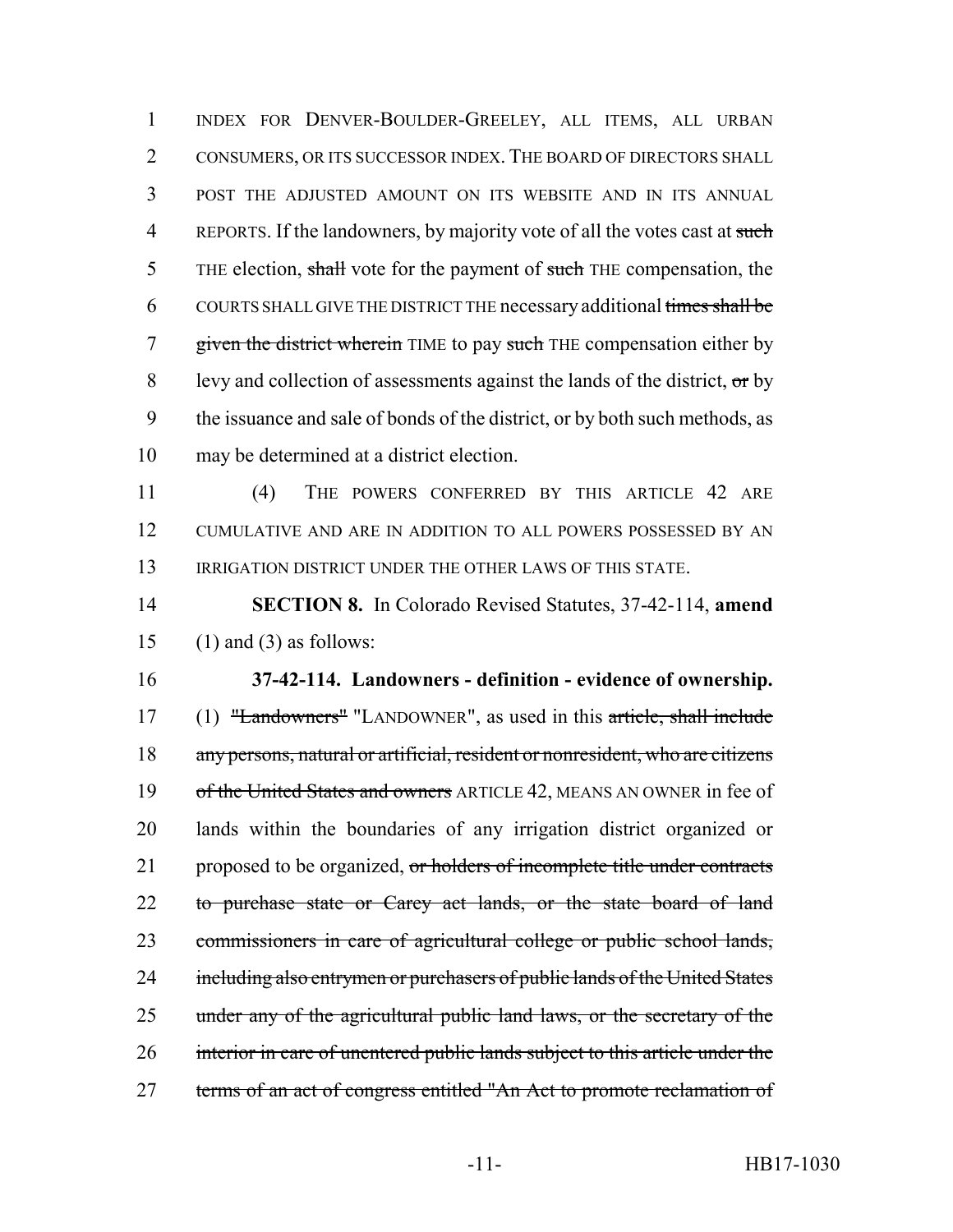INDEX FOR DENVER-BOULDER-GREELEY, ALL ITEMS, ALL URBAN CONSUMERS, OR ITS SUCCESSOR INDEX. THE BOARD OF DIRECTORS SHALL POST THE ADJUSTED AMOUNT ON ITS WEBSITE AND IN ITS ANNUAL REPORTS. If the landowners, by majority vote of all the votes cast at ~~such~~ THE election, ~~shall~~ vote for the payment of ~~such~~ THE compensation, the COURTS SHALL GIVE THE DISTRICT THE necessary additional ~~times shall be given the district wherein~~ TIME to pay ~~such~~ THE compensation either by levy and collection of assessments against the lands of the district, ~~or~~ by the issuance and sale of bonds of the district, or by both such methods, as may be determined at a district election.

(4) THE POWERS CONFERRED BY THIS ARTICLE 42 ARE CUMULATIVE AND ARE IN ADDITION TO ALL POWERS POSSESSED BY AN IRRIGATION DISTRICT UNDER THE OTHER LAWS OF THIS STATE.

**SECTION 8.** In Colorado Revised Statutes, 37-42-114, **amend** (1) and (3) as follows:

**37-42-114. Landowners - definition - evidence of ownership.** (1) ~~"Landowners"~~ "LANDOWNER", as used in this ~~article, shall include any persons, natural or artificial, resident or nonresident, who are citizens of the United States and owners~~ ARTICLE 42, MEANS AN OWNER in fee of lands within the boundaries of any irrigation district organized or proposed to be organized, ~~or holders of incomplete title under contracts to purchase state or Carey act lands, or the state board of land commissioners in care of agricultural college or public school lands, including also entrymen or purchasers of public lands of the United States under any of the agricultural public land laws, or the secretary of the interior in care of unentered public lands subject to this article under the terms of an act of congress entitled "An Act to promote reclamation of~~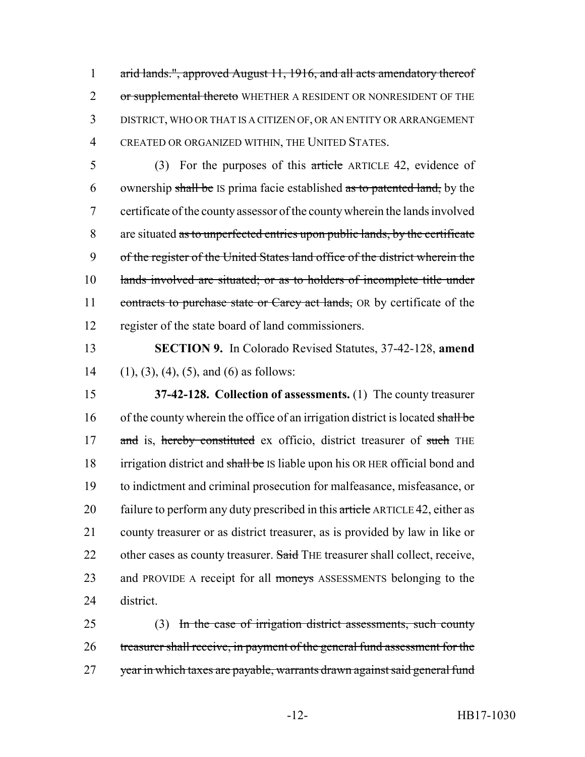arid lands.", approved August 11, 1916, and all acts amendatory thereof or supplemental thereto WHETHER A RESIDENT OR NONRESIDENT OF THE DISTRICT, WHO OR THAT IS A CITIZEN OF, OR AN ENTITY OR ARRANGEMENT CREATED OR ORGANIZED WITHIN, THE UNITED STATES.

(3) For the purposes of this article ARTICLE 42, evidence of ownership shall be IS prima facie established as to patented land, by the certificate of the county assessor of the county wherein the lands involved are situated as to unperfected entries upon public lands, by the certificate of the register of the United States land office of the district wherein the lands involved are situated; or as to holders of incomplete title under contracts to purchase state or Carey act lands, OR by certificate of the register of the state board of land commissioners.

**SECTION 9.** In Colorado Revised Statutes, 37-42-128, **amend** (1), (3), (4), (5), and (6) as follows:

**37-42-128. Collection of assessments.** (1) The county treasurer of the county wherein the office of an irrigation district is located shall be and is, hereby constituted ex officio, district treasurer of such THE irrigation district and shall be IS liable upon his OR HER official bond and to indictment and criminal prosecution for malfeasance, misfeasance, or failure to perform any duty prescribed in this article ARTICLE 42, either as county treasurer or as district treasurer, as is provided by law in like or other cases as county treasurer. Said THE treasurer shall collect, receive, and PROVIDE A receipt for all moneys ASSESSMENTS belonging to the district.

(3) In the case of irrigation district assessments, such county treasurer shall receive, in payment of the general fund assessment for the year in which taxes are payable, warrants drawn against said general fund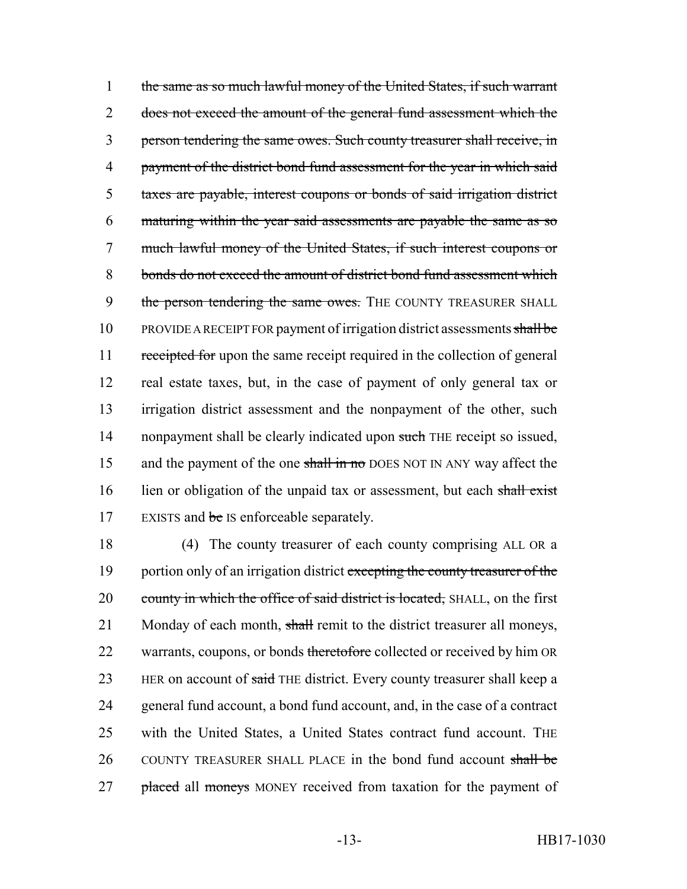1 ~~the same as so much lawful money of the United States, if such warrant~~
2 ~~does not exceed the amount of the general fund assessment which the~~
3 ~~person tendering the same owes. Such county treasurer shall receive, in~~
4 ~~payment of the district bond fund assessment for the year in which said~~
5 ~~taxes are payable, interest coupons or bonds of said irrigation district~~
6 ~~maturing within the year said assessments are payable the same as so~~
7 ~~much lawful money of the United States, if such interest coupons or~~
8 ~~bonds do not exceed the amount of district bond fund assessment which~~
9 ~~the person tendering the same owes.~~ THE COUNTY TREASURER SHALL
10 PROVIDE A RECEIPT FOR payment of irrigation district assessments ~~shall be~~
11 ~~receipted for~~ upon the same receipt required in the collection of general
12 real estate taxes, but, in the case of payment of only general tax or
13 irrigation district assessment and the nonpayment of the other, such
14 nonpayment shall be clearly indicated upon ~~such~~ THE receipt so issued,
15 and the payment of the one ~~shall in no~~ DOES NOT IN ANY way affect the
16 lien or obligation of the unpaid tax or assessment, but each ~~shall exist~~
17 EXISTS and ~~be~~ IS enforceable separately.

18 (4) The county treasurer of each county comprising ALL OR a
19 portion only of an irrigation district ~~excepting the county treasurer of the~~
20 ~~county in which the office of said district is located,~~ SHALL, on the first
21 Monday of each month, ~~shall~~ remit to the district treasurer all moneys,
22 warrants, coupons, or bonds ~~theretofore~~ collected or received by him OR
23 HER on account of ~~said~~ THE district. Every county treasurer shall keep a
24 general fund account, a bond fund account, and, in the case of a contract
25 with the United States, a United States contract fund account. THE
26 COUNTY TREASURER SHALL PLACE in the bond fund account ~~shall be~~
27 ~~placed~~ all ~~moneys~~ MONEY received from taxation for the payment of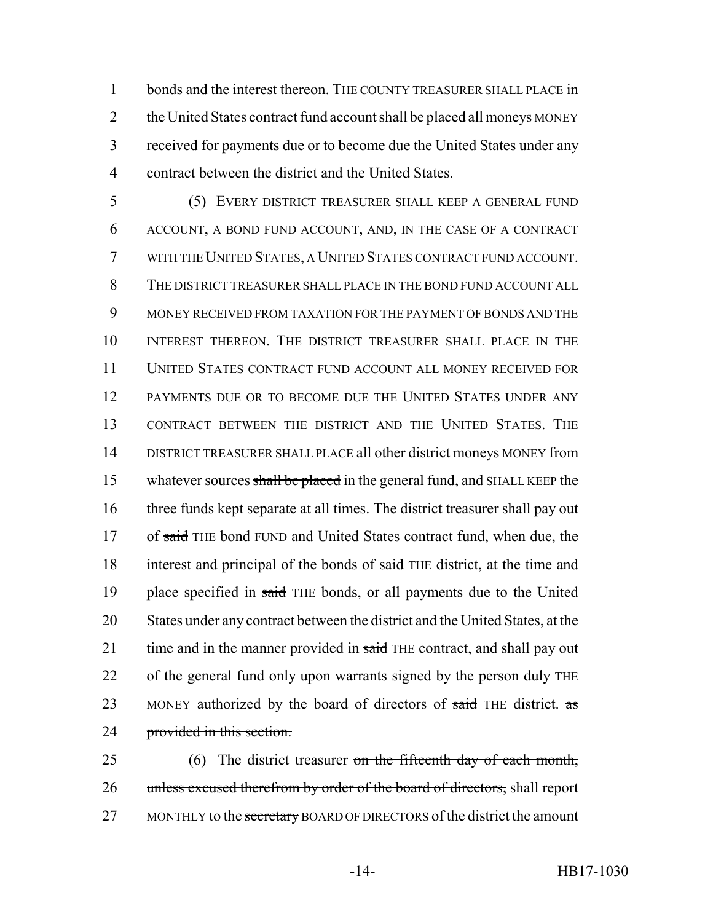bonds and the interest thereon. THE COUNTY TREASURER SHALL PLACE in the United States contract fund account ~~shall be placed~~ all ~~moneys~~ MONEY received for payments due or to become due the United States under any contract between the district and the United States.

(5) EVERY DISTRICT TREASURER SHALL KEEP A GENERAL FUND ACCOUNT, A BOND FUND ACCOUNT, AND, IN THE CASE OF A CONTRACT WITH THE UNITED STATES, A UNITED STATES CONTRACT FUND ACCOUNT. THE DISTRICT TREASURER SHALL PLACE IN THE BOND FUND ACCOUNT ALL MONEY RECEIVED FROM TAXATION FOR THE PAYMENT OF BONDS AND THE INTEREST THEREON. THE DISTRICT TREASURER SHALL PLACE IN THE UNITED STATES CONTRACT FUND ACCOUNT ALL MONEY RECEIVED FOR PAYMENTS DUE OR TO BECOME DUE THE UNITED STATES UNDER ANY CONTRACT BETWEEN THE DISTRICT AND THE UNITED STATES. THE DISTRICT TREASURER SHALL PLACE all other district ~~moneys~~ MONEY from whatever sources ~~shall be placed~~ in the general fund, and SHALL KEEP the three funds ~~kept~~ separate at all times. The district treasurer shall pay out of ~~said~~ THE bond FUND and United States contract fund, when due, the interest and principal of the bonds of ~~said~~ THE district, at the time and place specified in ~~said~~ THE bonds, or all payments due to the United States under any contract between the district and the United States, at the time and in the manner provided in ~~said~~ THE contract, and shall pay out of the general fund only ~~upon warrants signed by the person duly~~ THE MONEY authorized by the board of directors of ~~said~~ THE district. ~~as provided in this section.~~

(6) The district treasurer ~~on the fifteenth day of each month, unless excused therefrom by order of the board of directors,~~ shall report MONTHLY to the ~~secretary~~ BOARD OF DIRECTORS of the district the amount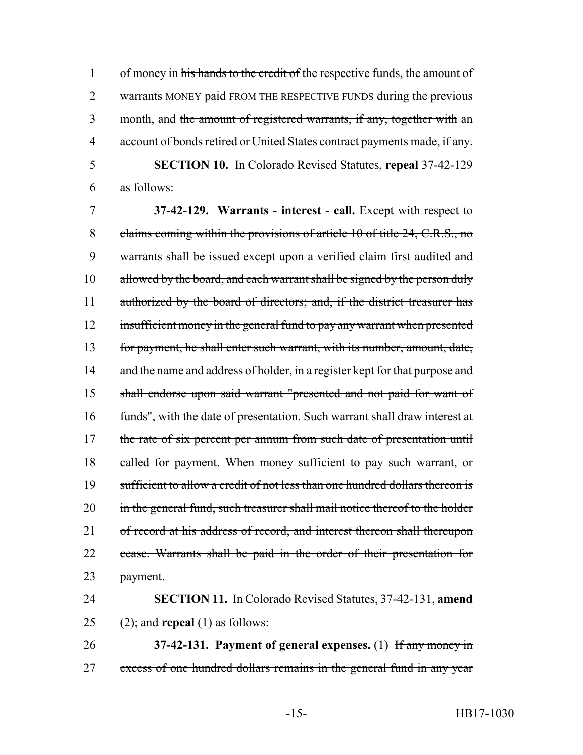of money in ~~his hands to the credit of~~ the respective funds, the amount of ~~warrants~~ MONEY paid FROM THE RESPECTIVE FUNDS during the previous month, and ~~the amount of registered warrants, if any, together with~~ an account of bonds retired or United States contract payments made, if any.

**SECTION 10.** In Colorado Revised Statutes, **repeal** 37-42-129 as follows:

**37-42-129. Warrants - interest - call.** ~~Except with respect to claims coming within the provisions of article 10 of title 24, C.R.S., no warrants shall be issued except upon a verified claim first audited and allowed by the board, and each warrant shall be signed by the person duly authorized by the board of directors; and, if the district treasurer has insufficient money in the general fund to pay any warrant when presented for payment, he shall enter such warrant, with its number, amount, date, and the name and address of holder, in a register kept for that purpose and shall endorse upon said warrant "presented and not paid for want of funds", with the date of presentation. Such warrant shall draw interest at the rate of six percent per annum from such date of presentation until called for payment. When money sufficient to pay such warrant, or sufficient to allow a credit of not less than one hundred dollars thereon is in the general fund, such treasurer shall mail notice thereof to the holder of record at his address of record, and interest thereon shall thereupon cease. Warrants shall be paid in the order of their presentation for payment.~~

**SECTION 11.** In Colorado Revised Statutes, 37-42-131, **amend** (2); and **repeal** (1) as follows:

**37-42-131. Payment of general expenses.** (1) ~~If any money in excess of one hundred dollars remains in the general fund in any year~~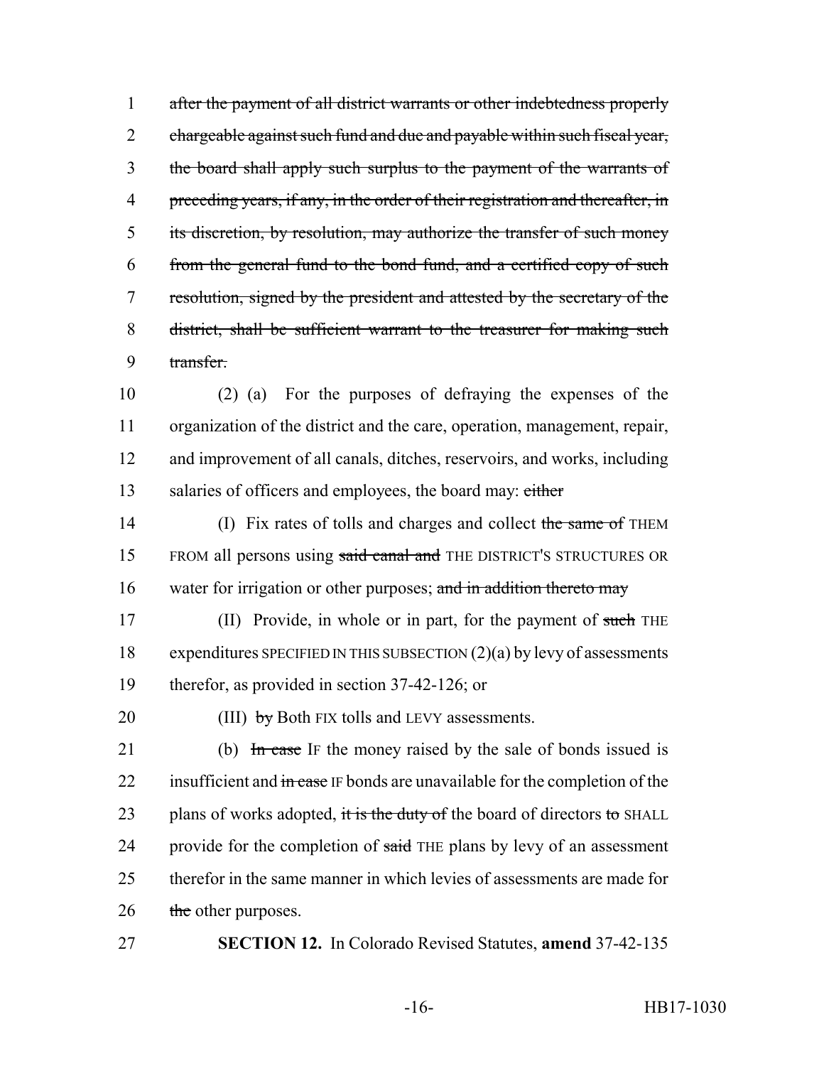~~after the payment of all district warrants or other indebtedness properly chargeable against such fund and due and payable within such fiscal year, the board shall apply such surplus to the payment of the warrants of preceding years, if any, in the order of their registration and thereafter, in its discretion, by resolution, may authorize the transfer of such money from the general fund to the bond fund, and a certified copy of such resolution, signed by the president and attested by the secretary of the district, shall be sufficient warrant to the treasurer for making such transfer.~~

(2) (a) For the purposes of defraying the expenses of the organization of the district and the care, operation, management, repair, and improvement of all canals, ditches, reservoirs, and works, including salaries of officers and employees, the board may: ~~either~~

(I) Fix rates of tolls and charges and collect ~~the same of~~ THEM FROM all persons using ~~said canal and~~ THE DISTRICT'S STRUCTURES OR water for irrigation or other purposes; ~~and in addition thereto may~~

(II) Provide, in whole or in part, for the payment of ~~such~~ THE expenditures SPECIFIED IN THIS SUBSECTION (2)(a) by levy of assessments therefor, as provided in section 37-42-126; or

(III) ~~by~~ Both FIX tolls and LEVY assessments.

(b) ~~In case~~ IF the money raised by the sale of bonds issued is insufficient and ~~in case~~ IF bonds are unavailable for the completion of the plans of works adopted, ~~it is the duty of~~ the board of directors ~~to~~ SHALL provide for the completion of ~~said~~ THE plans by levy of an assessment therefor in the same manner in which levies of assessments are made for ~~the~~ other purposes.

**SECTION 12.** In Colorado Revised Statutes, **amend** 37-42-135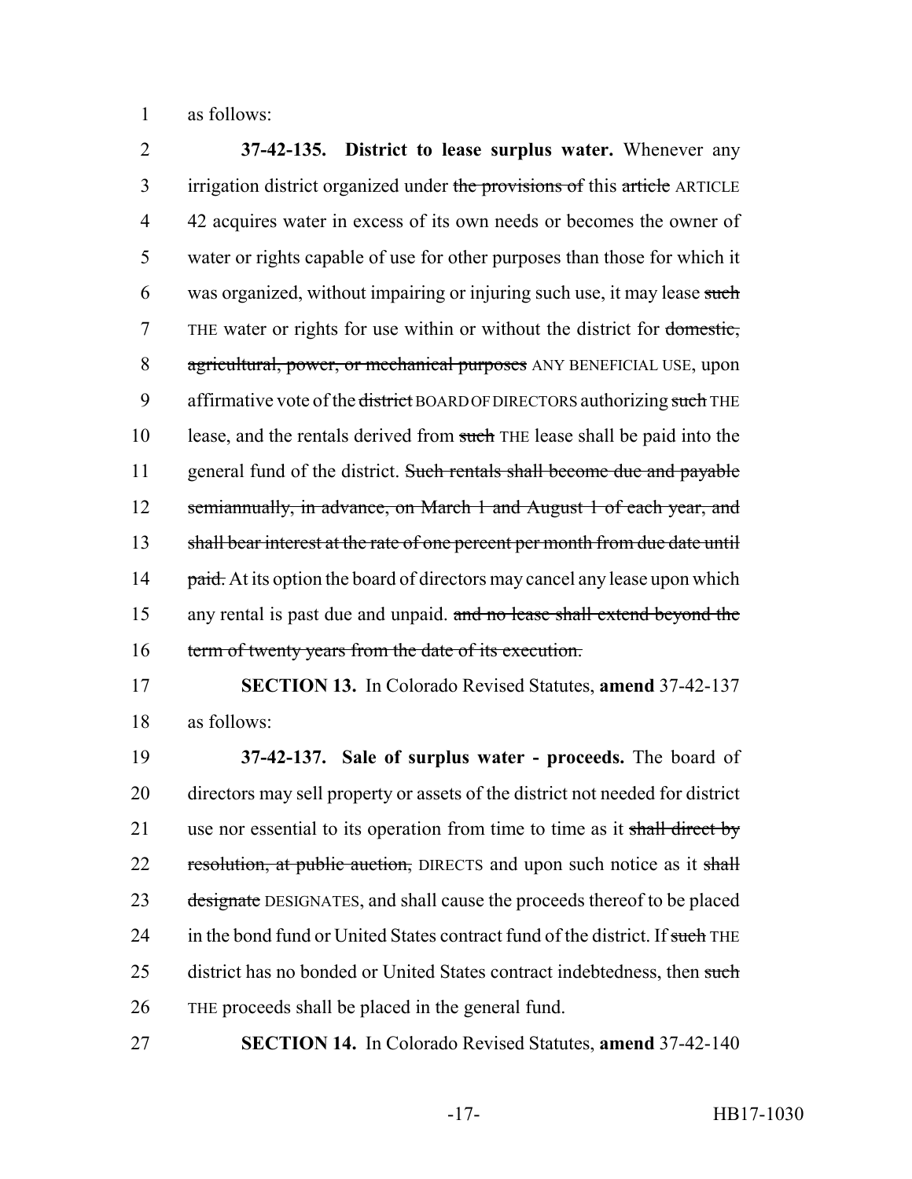as follows:

**37-42-135. District to lease surplus water.** Whenever any irrigation district organized under ~~the provisions of~~ this ~~article~~ ARTICLE 42 acquires water in excess of its own needs or becomes the owner of water or rights capable of use for other purposes than those for which it was organized, without impairing or injuring such use, it may lease ~~such~~ THE water or rights for use within or without the district for ~~domestic, agricultural, power, or mechanical purposes~~ ANY BENEFICIAL USE, upon affirmative vote of the ~~district~~ BOARD OF DIRECTORS authorizing ~~such~~ THE lease, and the rentals derived from ~~such~~ THE lease shall be paid into the general fund of the district. ~~Such rentals shall become due and payable semiannually, in advance, on March 1 and August 1 of each year, and shall bear interest at the rate of one percent per month from due date until paid.~~ At its option the board of directors may cancel any lease upon which any rental is past due and unpaid. ~~and no lease shall extend beyond the term of twenty years from the date of its execution.~~

**SECTION 13.** In Colorado Revised Statutes, **amend** 37-42-137 as follows:

**37-42-137. Sale of surplus water - proceeds.** The board of directors may sell property or assets of the district not needed for district use nor essential to its operation from time to time as it ~~shall direct by resolution, at public auction,~~ DIRECTS and upon such notice as it ~~shall designate~~ DESIGNATES, and shall cause the proceeds thereof to be placed in the bond fund or United States contract fund of the district. If ~~such~~ THE district has no bonded or United States contract indebtedness, then ~~such~~ THE proceeds shall be placed in the general fund.

**SECTION 14.** In Colorado Revised Statutes, **amend** 37-42-140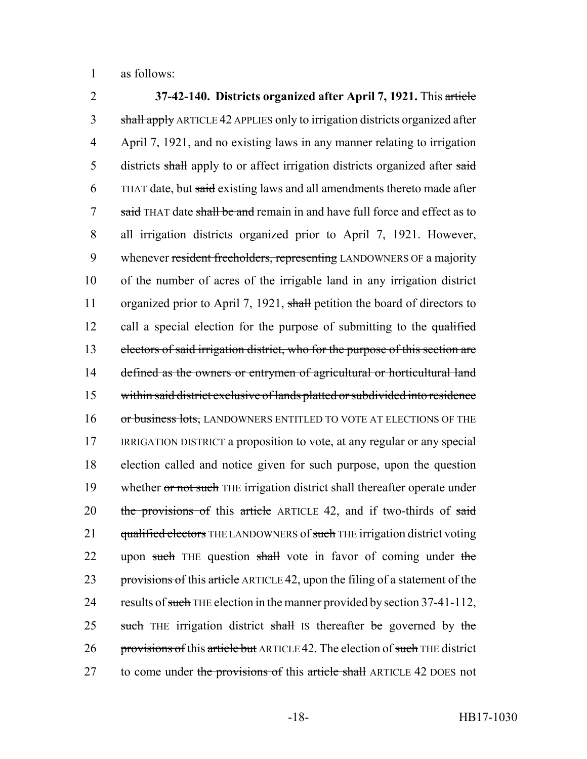as follows:

**37-42-140. Districts organized after April 7, 1921.** This ~~article shall apply~~ ARTICLE 42 APPLIES only to irrigation districts organized after April 7, 1921, and no existing laws in any manner relating to irrigation districts ~~shall~~ apply to or affect irrigation districts organized after ~~said~~ THAT date, but ~~said~~ existing laws and all amendments thereto made after ~~said~~ THAT date ~~shall be and~~ remain in and have full force and effect as to all irrigation districts organized prior to April 7, 1921. However, whenever ~~resident freeholders, representing~~ LANDOWNERS OF a majority of the number of acres of the irrigable land in any irrigation district organized prior to April 7, 1921, ~~shall~~ petition the board of directors to call a special election for the purpose of submitting to the ~~qualified electors of said irrigation district, who for the purpose of this section are defined as the owners or entrymen of agricultural or horticultural land within said district exclusive of lands platted or subdivided into residence or business lots,~~ LANDOWNERS ENTITLED TO VOTE AT ELECTIONS OF THE IRRIGATION DISTRICT a proposition to vote, at any regular or any special election called and notice given for such purpose, upon the question whether ~~or not such~~ THE irrigation district shall thereafter operate under ~~the provisions of~~ this ~~article~~ ARTICLE 42, and if two-thirds of ~~said qualified electors~~ THE LANDOWNERS of ~~such~~ THE irrigation district voting upon ~~such~~ THE question ~~shall~~ vote in favor of coming under ~~the provisions of~~ this ~~article~~ ARTICLE 42, upon the filing of a statement of the results of ~~such~~ THE election in the manner provided by section 37-41-112, ~~such~~ THE irrigation district ~~shall~~ IS thereafter ~~be~~ governed by ~~the provisions of~~ this ~~article but~~ ARTICLE 42. The election of ~~such~~ THE district to come under ~~the provisions of~~ this ~~article shall~~ ARTICLE 42 DOES not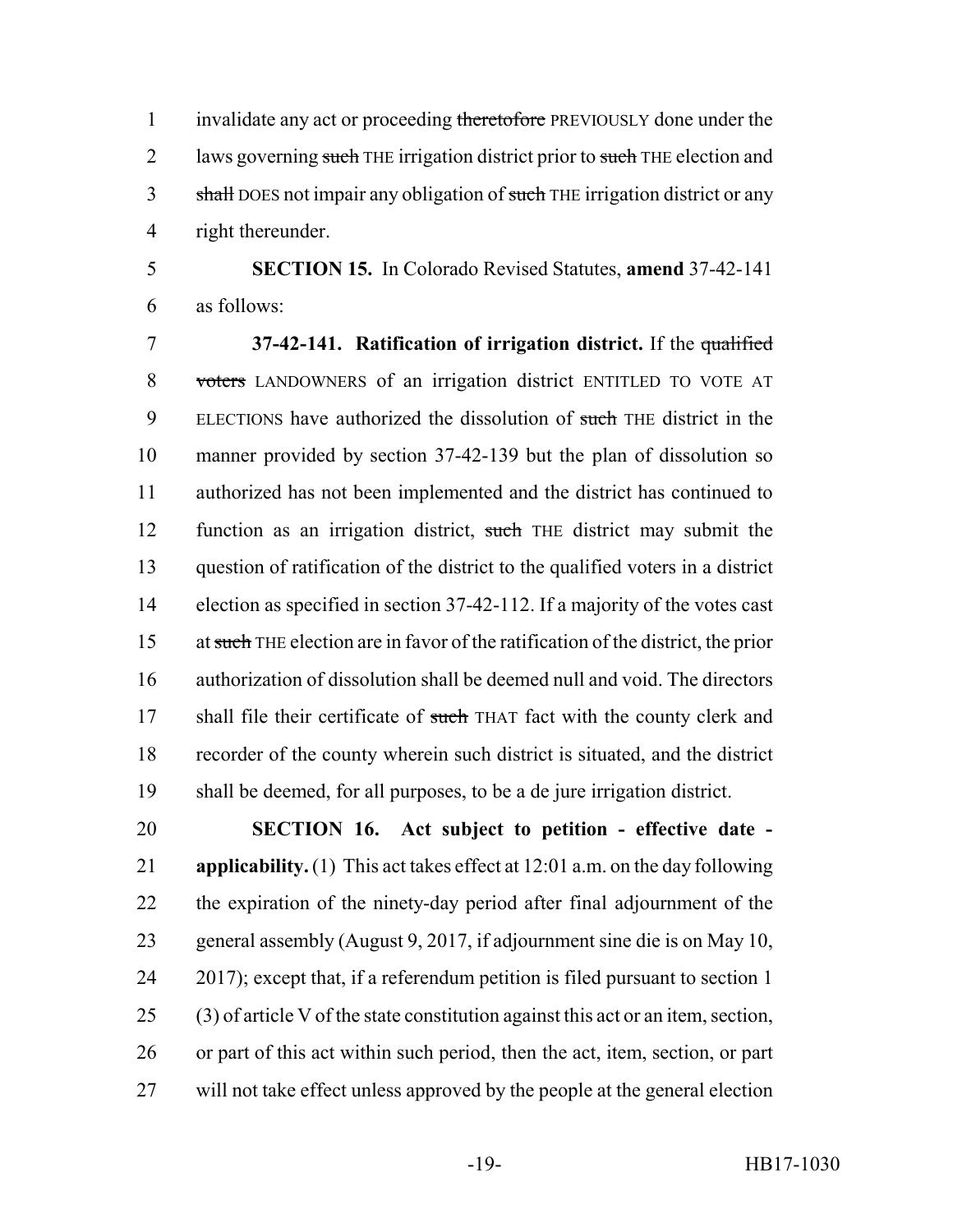invalidate any act or proceeding ~~theretofore~~ PREVIOUSLY done under the laws governing ~~such~~ THE irrigation district prior to ~~such~~ THE election and ~~shall~~ DOES not impair any obligation of ~~such~~ THE irrigation district or any right thereunder.

**SECTION 15.** In Colorado Revised Statutes, **amend** 37-42-141 as follows:

**37-42-141. Ratification of irrigation district.** If the ~~qualified voters~~ LANDOWNERS of an irrigation district ENTITLED TO VOTE AT ELECTIONS have authorized the dissolution of ~~such~~ THE district in the manner provided by section 37-42-139 but the plan of dissolution so authorized has not been implemented and the district has continued to function as an irrigation district, ~~such~~ THE district may submit the question of ratification of the district to the qualified voters in a district election as specified in section 37-42-112. If a majority of the votes cast at ~~such~~ THE election are in favor of the ratification of the district, the prior authorization of dissolution shall be deemed null and void. The directors shall file their certificate of ~~such~~ THAT fact with the county clerk and recorder of the county wherein such district is situated, and the district shall be deemed, for all purposes, to be a de jure irrigation district.

**SECTION 16. Act subject to petition - effective date - applicability.** (1) This act takes effect at 12:01 a.m. on the day following the expiration of the ninety-day period after final adjournment of the general assembly (August 9, 2017, if adjournment sine die is on May 10, 2017); except that, if a referendum petition is filed pursuant to section 1 (3) of article V of the state constitution against this act or an item, section, or part of this act within such period, then the act, item, section, or part will not take effect unless approved by the people at the general election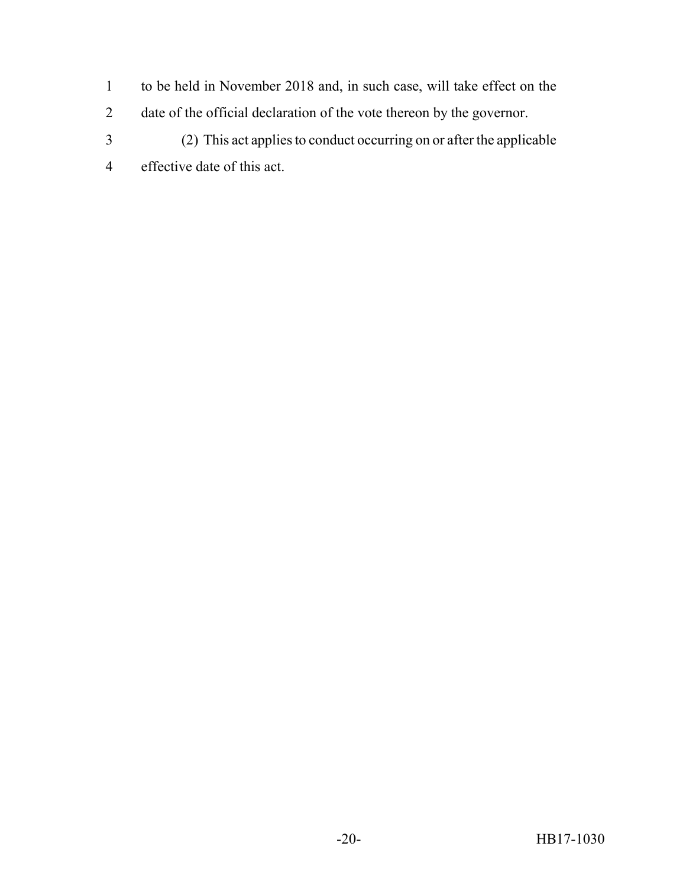to be held in November 2018 and, in such case, will take effect on the date of the official declaration of the vote thereon by the governor.

(2) This act applies to conduct occurring on or after the applicable effective date of this act.